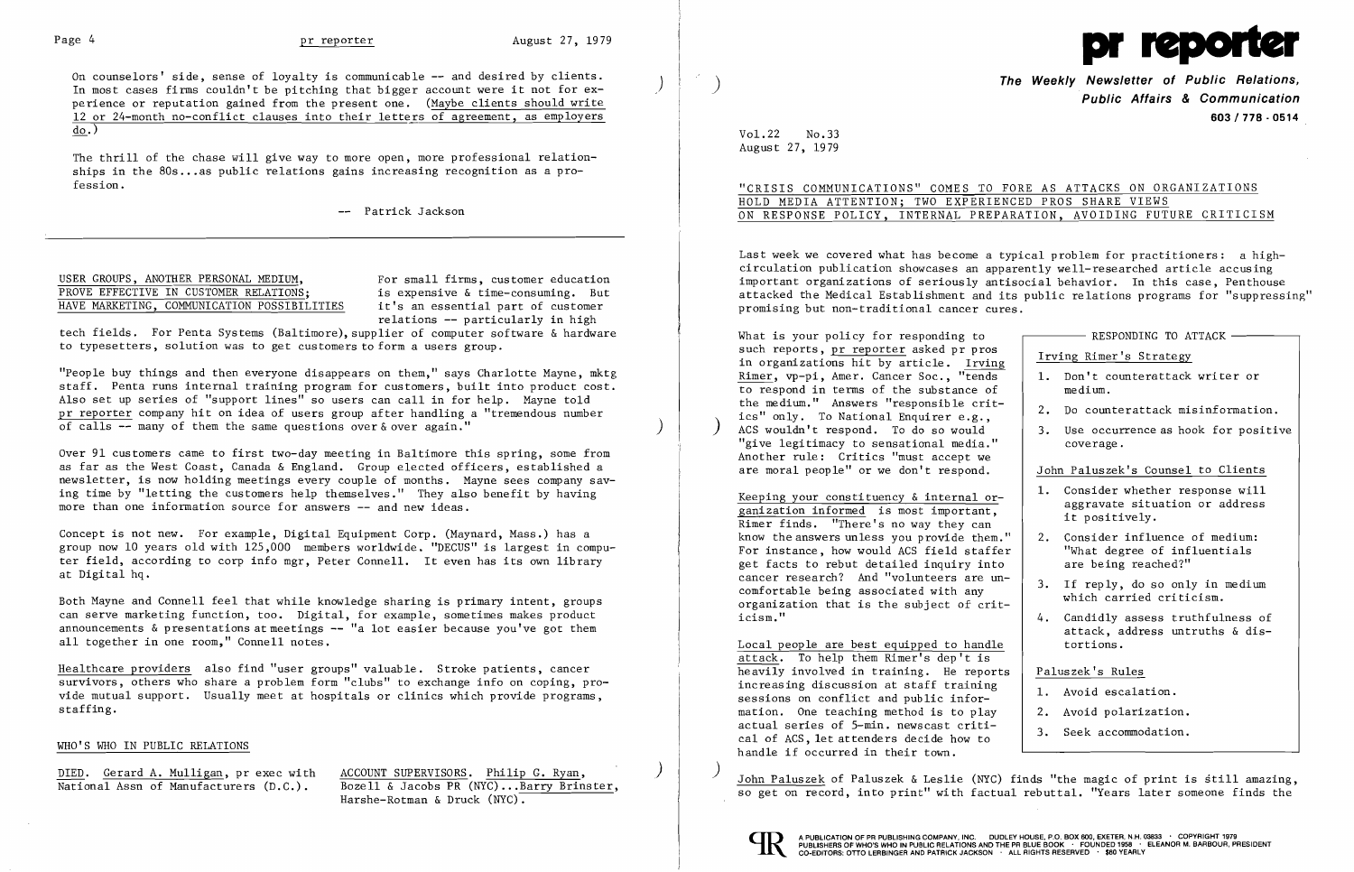On counselors' side, sense of loyalty is communicable -- and desired by clients. In most cases firms couldn't be pitching that bigger account were it not for experience or reputation gained from the present one. (Maybe clients should write 12 or 24-month no-conflict clauses into their letters of agreement, as employers do.)

The thrill of the chase will give way to more open, more professional relationships in the 80s...as public relations gains increasing recognition as a profession.

-- Patrick Jackson

## USER GROUPS, ANOTHER PERSONAL MEDIUM, PROVE EFFECTIVE IN CUSTOMER RELATIONS; HAVE MARKETING, COMMUNICATION POSSIBILITIES

For small firms, customer education is expensive & time-consuming. But it's an essential part of customer relations -- particularly in high tech fields. For Penta Systems (Baltimore), supplier of computer software & hardware to typesetters, solution was to get customers to form a users group.

"People buy things and then everyone disappears on them," says Charlotte Mayne, mktg staff. Penta runs internal training program for customers, built into product cost. Also set up series of "support lines" so users can call in for help. Mayne told pr reporter company hit on idea of users group after handling a "tremendous number of calls -- many of them the same questions over & over again."

Over 91 customers came to first two-day meeting in Baltimore this spring, some from as far as the West Coast, Canada & England. Group elected officers, established a newsletter, is now holding meetings every couple of months. Mayne sees company saving time by "letting the customers help themselves." They also benefit by having more than one information source for answers -- and new ideas.

Concept is not new. For example, Digital Equipment Corp. (Maynard, Mass.) has a group now 10 years old with 125,000 members worldwide. "DECUS" is largest in computer field, according to corp info mgr, Peter Connell. It even has its own library at Digital hq.

Both Mayne and Connell feel that while knowledge sharing is primary intent, groups can serve marketing function, too. Digital, for example, sometimes makes product announcements & presentations at meetings -- "a lot easier because you've got them all together in one room," Connell notes.

Healthcare providers also find "user groups" valuable. Stroke patients, cancer survivors, others who share a problem form "clubs" to exchange info on coping, provide mutual support. Usually meet at hospitals or clinics which provide programs, staffing.

## WHO'S WHO IN PUBLIC RELATIONS

DIED. Gerard A. Mulligan, pr exec with National Assn of Manufacturers (D.C.).

ACCOUNT SUPERVISORS. Philip G. Ryan, Bozell & Jacobs PR (NYC)...Barry Brinster, Harshe-Rotman & Druck (NYC).

---

# pr reporter

**The Weekly Newsletter of Public Relations, Public Affairs & Communication**

**603 / 778 - 0514**

Vol.22 No.33
August 27, 1979

## "CRISIS COMMUNICATIONS" COMES TO FORE AS ATTACKS ON ORGANIZATIONS HOLD MEDIA ATTENTION; TWO EXPERIENCED PROS SHARE VIEWS ON RESPONSE POLICY, INTERNAL PREPARATION, AVOIDING FUTURE CRITICISM

Last week we covered what has become a typical problem for practitioners: a high-circulation publication showcases an apparently well-researched article accusing important organizations of seriously antisocial behavior. In this case, Penthouse attacked the Medical Establishment and its public relations programs for "suppressing" promising but non-traditional cancer cures.

What is your policy for responding to such reports, pr reporter asked pr pros in organizations hit by article. Irving Rimer, vp-pi, Amer. Cancer Soc., "tends to respond in terms of the substance of the medium." Answers "responsible critics" only. To National Enquirer e.g., ACS wouldn't respond. To do so would "give legitimacy to sensational media." Another rule: Critics "must accept we are moral people" or we don't respond.

Keeping your constituency & internal organization informed is most important, Rimer finds. "There's no way they can know the answers unless you provide them." For instance, how would ACS field staffer get facts to rebut detailed inquiry into cancer research? And "volunteers are uncomfortable being associated with any organization that is the subject of criticism."

Local people are best equipped to handle attack. To help them Rimer's dep't is heavily involved in training. He reports increasing discussion at staff training sessions on conflict and public information. One teaching method is to play actual series of 5-min. newscast critical of ACS, let attenders decide how to handle if occurred in their town.

> **RESPONDING TO ATTACK**
>
> **Irving Rimer's Strategy**
>
> 1. Don't counterattack writer or medium.
> 2. Do counterattack misinformation.
> 3. Use occurrence as hook for positive coverage.
>
> **John Paluszek's Counsel to Clients**
>
> 1. Consider whether response will aggravate situation or address it positively.
> 2. Consider influence of medium: "What degree of influentials are being reached?"
> 3. If reply, do so only in medium which carried criticism.
> 4. Candidly assess truthfulness of attack, address untruths & distortions.
>
> **Paluszek's Rules**
>
> 1. Avoid escalation.
> 2. Avoid polarization.
> 3. Seek accommodation.

John Paluszek of Paluszek & Leslie (NYC) finds "the magic of print is still amazing, so get on record, into print" with factual rebuttal. "Years later someone finds the

A PUBLICATION OF PR PUBLISHING COMPANY, INC. DUDLEY HOUSE, P.O. BOX 600, EXETER, N.H. 03833 · COPYRIGHT 1979 PUBLISHERS OF WHO'S WHO IN PUBLIC RELATIONS AND THE PR BLUE BOOK · FOUNDED 1958 · ELEANOR M. BARBOUR, PRESIDENT CO-EDITORS: OTTO LERBINGER AND PATRICK JACKSON · ALL RIGHTS RESERVED · $80 YEARLY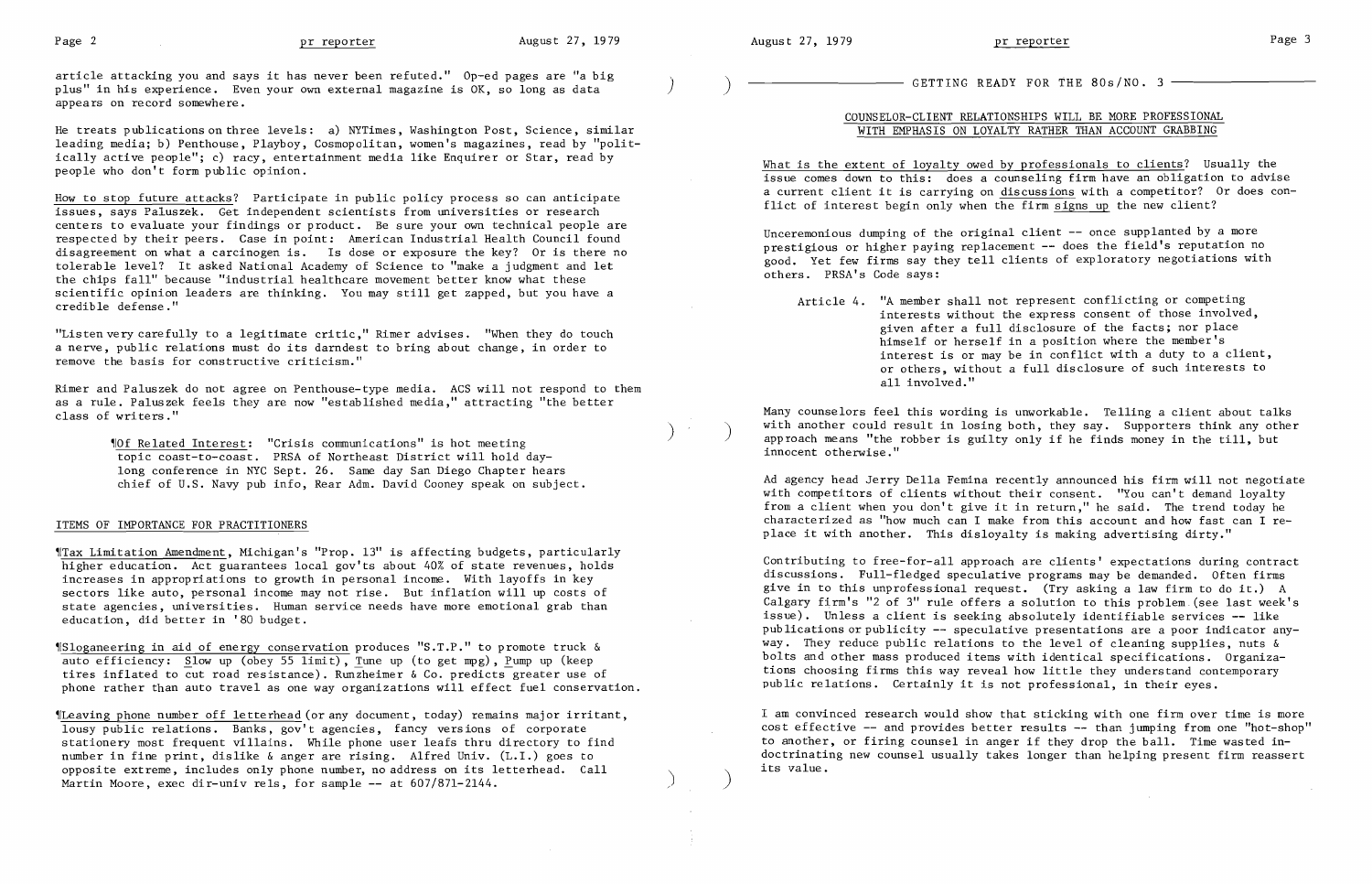article attacking you and says it has never been refuted." Op-ed pages are "a big plus" in his experience. Even your own external magazine is OK, so long as data appears on record somewhere.

He treats publications on three levels: a) NYTimes, Washington Post, Science, similar leading media; b) Penthouse, Playboy, Cosmopolitan, women's magazines, read by "politically active people"; c) racy, entertainment media like Enquirer or Star, read by people who don't form public opinion.

How to stop future attacks? Participate in public policy process so can anticipate issues, says Paluszek. Get independent scientists from universities or research centers to evaluate your findings or product. Be sure your own technical people are respected by their peers. Case in point: American Industrial Health Council found disagreement on what a carcinogen is. Is dose or exposure the key? Or is there no tolerable level? It asked National Academy of Science to "make a judgment and let the chips fall" because "industrial healthcare movement better know what these scientific opinion leaders are thinking. You may still get zapped, but you have a credible defense."

"Listen very carefully to a legitimate critic," Rimer advises. "When they do touch a nerve, public relations must do its darndest to bring about change, in order to remove the basis for constructive criticism."

Rimer and Paluszek do not agree on Penthouse-type media. ACS will not respond to them as a rule. Paluszek feels they are now "established media," attracting "the better class of writers."

> ¶Of Related Interest: "Crisis communications" is hot meeting topic coast-to-coast. PRSA of Northeast District will hold day-long conference in NYC Sept. 26. Same day San Diego Chapter hears chief of U.S. Navy pub info, Rear Adm. David Cooney speak on subject.

## ITEMS OF IMPORTANCE FOR PRACTITIONERS

¶Tax Limitation Amendment, Michigan's "Prop. 13" is affecting budgets, particularly higher education. Act guarantees local gov'ts about 40% of state revenues, holds increases in appropriations to growth in personal income. With layoffs in key sectors like auto, personal income may not rise. But inflation will up costs of state agencies, universities. Human service needs have more emotional grab than education, did better in '80 budget.

¶Sloganeering in aid of energy conservation produces "S.T.P." to promote truck & auto efficiency: Slow up (obey 55 limit), Tune up (to get mpg), Pump up (keep tires inflated to cut road resistance). Runzheimer & Co. predicts greater use of phone rather than auto travel as one way organizations will effect fuel conservation.

¶Leaving phone number off letterhead (or any document, today) remains major irritant, lousy public relations. Banks, gov't agencies, fancy versions of corporate stationery most frequent villains. While phone user leafs thru directory to find number in fine print, dislike & anger are rising. Alfred Univ. (L.I.) goes to opposite extreme, includes only phone number, no address on its letterhead. Call Martin Moore, exec dir-univ rels, for sample -- at 607/871-2144.

## GETTING READY FOR THE 80s/NO. 3

### COUNSELOR-CLIENT RELATIONSHIPS WILL BE MORE PROFESSIONAL WITH EMPHASIS ON LOYALTY RATHER THAN ACCOUNT GRABBING

What is the extent of loyalty owed by professionals to clients? Usually the issue comes down to this: does a counseling firm have an obligation to advise a current client it is carrying on discussions with a competitor? Or does conflict of interest begin only when the firm signs up the new client?

Unceremonious dumping of the original client -- once supplanted by a more prestigious or higher paying replacement -- does the field's reputation no good. Yet few firms say they tell clients of exploratory negotiations with others. PRSA's Code says:

> Article 4. "A member shall not represent conflicting or competing interests without the express consent of those involved, given after a full disclosure of the facts; nor place himself or herself in a position where the member's interest is or may be in conflict with a duty to a client, or others, without a full disclosure of such interests to all involved."

Many counselors feel this wording is unworkable. Telling a client about talks with another could result in losing both, they say. Supporters think any other approach means "the robber is guilty only if he finds money in the till, but innocent otherwise."

Ad agency head Jerry Della Femina recently announced his firm will not negotiate with competitors of clients without their consent. "You can't demand loyalty from a client when you don't give it in return," he said. The trend today he characterized as "how much can I make from this account and how fast can I replace it with another. This disloyalty is making advertising dirty."

Contributing to free-for-all approach are clients' expectations during contract discussions. Full-fledged speculative programs may be demanded. Often firms give in to this unprofessional request. (Try asking a law firm to do it.) A Calgary firm's "2 of 3" rule offers a solution to this problem (see last week's issue). Unless a client is seeking absolutely identifiable services -- like publications or publicity -- speculative presentations are a poor indicator anyway. They reduce public relations to the level of cleaning supplies, nuts & bolts and other mass produced items with identical specifications. Organizations choosing firms this way reveal how little they understand contemporary public relations. Certainly it is not professional, in their eyes.

I am convinced research would show that sticking with one firm over time is more cost effective -- and provides better results -- than jumping from one "hot-shop" to another, or firing counsel in anger if they drop the ball. Time wasted indoctrinating new counsel usually takes longer than helping present firm reassert its value.